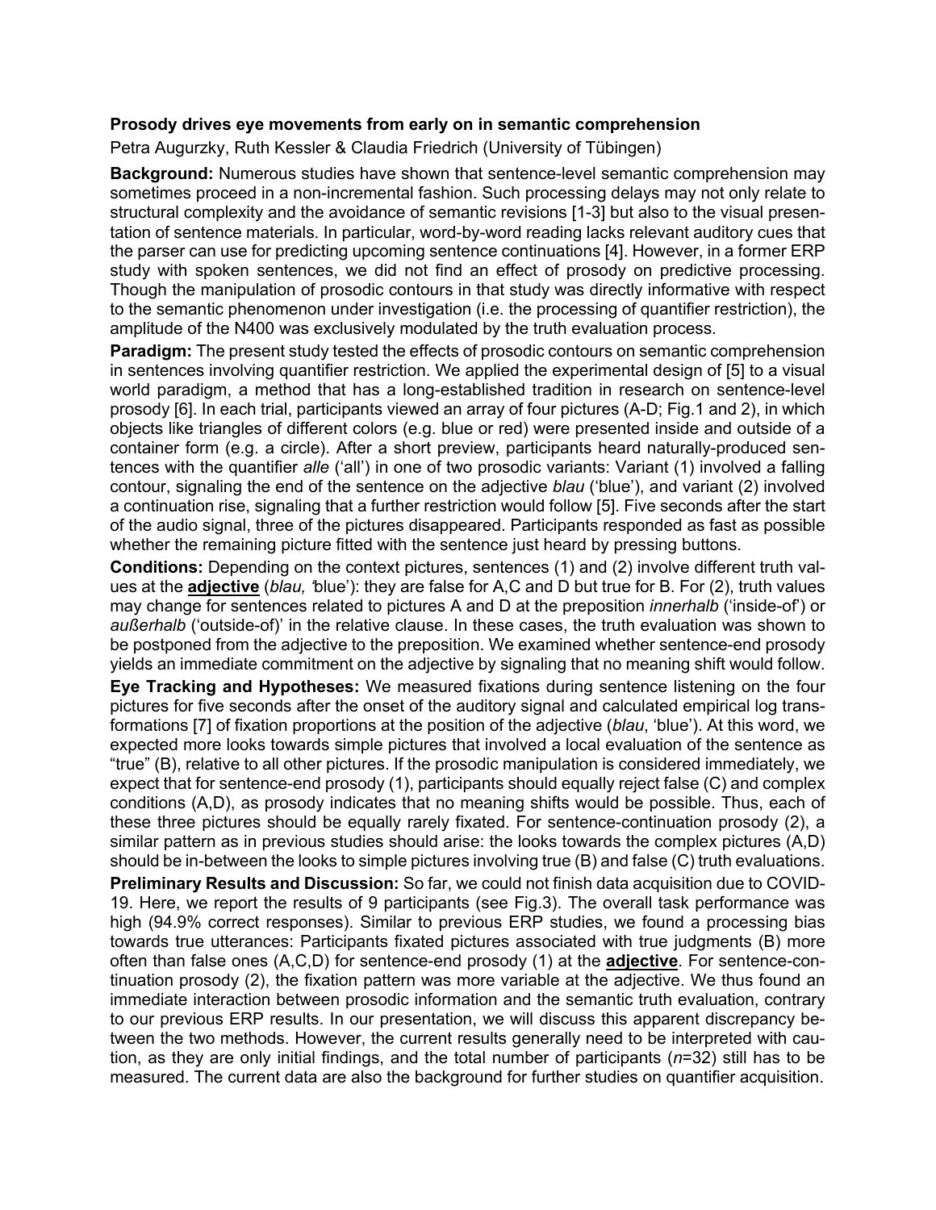**Prosody drives eye movements from early on in semantic comprehension**

Petra Augurzky, Ruth Kessler & Claudia Friedrich (University of Tübingen)

**Background:** Numerous studies have shown that sentence-level semantic comprehension may sometimes proceed in a non-incremental fashion. Such processing delays may not only relate to structural complexity and the avoidance of semantic revisions [1-3] but also to the visual presentation of sentence materials. In particular, word-by-word reading lacks relevant auditory cues that the parser can use for predicting upcoming sentence continuations [4]. However, in a former ERP study with spoken sentences, we did not find an effect of prosody on predictive processing. Though the manipulation of prosodic contours in that study was directly informative with respect to the semantic phenomenon under investigation (i.e. the processing of quantifier restriction), the amplitude of the N400 was exclusively modulated by the truth evaluation process.

**Paradigm:** The present study tested the effects of prosodic contours on semantic comprehension in sentences involving quantifier restriction. We applied the experimental design of [5] to a visual world paradigm, a method that has a long-established tradition in research on sentence-level prosody [6]. In each trial, participants viewed an array of four pictures (A-D; Fig.1 and 2), in which objects like triangles of different colors (e.g. blue or red) were presented inside and outside of a container form (e.g. a circle). After a short preview, participants heard naturally-produced sentences with the quantifier *alle* ('all') in one of two prosodic variants: Variant (1) involved a falling contour, signaling the end of the sentence on the adjective *blau* ('blue'), and variant (2) involved a continuation rise, signaling that a further restriction would follow [5]. Five seconds after the start of the audio signal, three of the pictures disappeared. Participants responded as fast as possible whether the remaining picture fitted with the sentence just heard by pressing buttons.

**Conditions:** Depending on the context pictures, sentences (1) and (2) involve different truth values at the **adjective** (*blau, '*blue'): they are false for A,C and D but true for B. For (2), truth values may change for sentences related to pictures A and D at the preposition *innerhalb* ('inside-of') or *außerhalb* ('outside-of)' in the relative clause. In these cases, the truth evaluation was shown to be postponed from the adjective to the preposition. We examined whether sentence-end prosody yields an immediate commitment on the adjective by signaling that no meaning shift would follow.

**Eye Tracking and Hypotheses:** We measured fixations during sentence listening on the four pictures for five seconds after the onset of the auditory signal and calculated empirical log transformations [7] of fixation proportions at the position of the adjective (*blau*, 'blue'). At this word, we expected more looks towards simple pictures that involved a local evaluation of the sentence as "true" (B), relative to all other pictures. If the prosodic manipulation is considered immediately, we expect that for sentence-end prosody (1), participants should equally reject false (C) and complex conditions (A,D), as prosody indicates that no meaning shifts would be possible. Thus, each of these three pictures should be equally rarely fixated. For sentence-continuation prosody (2), a similar pattern as in previous studies should arise: the looks towards the complex pictures (A,D) should be in-between the looks to simple pictures involving true (B) and false (C) truth evaluations.

**Preliminary Results and Discussion:** So far, we could not finish data acquisition due to COVID-19. Here, we report the results of 9 participants (see Fig.3). The overall task performance was high (94.9% correct responses). Similar to previous ERP studies, we found a processing bias towards true utterances: Participants fixated pictures associated with true judgments (B) more often than false ones (A,C,D) for sentence-end prosody (1) at the **adjective**. For sentence-continuation prosody (2), the fixation pattern was more variable at the adjective. We thus found an immediate interaction between prosodic information and the semantic truth evaluation, contrary to our previous ERP results. In our presentation, we will discuss this apparent discrepancy between the two methods. However, the current results generally need to be interpreted with caution, as they are only initial findings, and the total number of participants ($n$=32) still has to be measured. The current data are also the background for further studies on quantifier acquisition.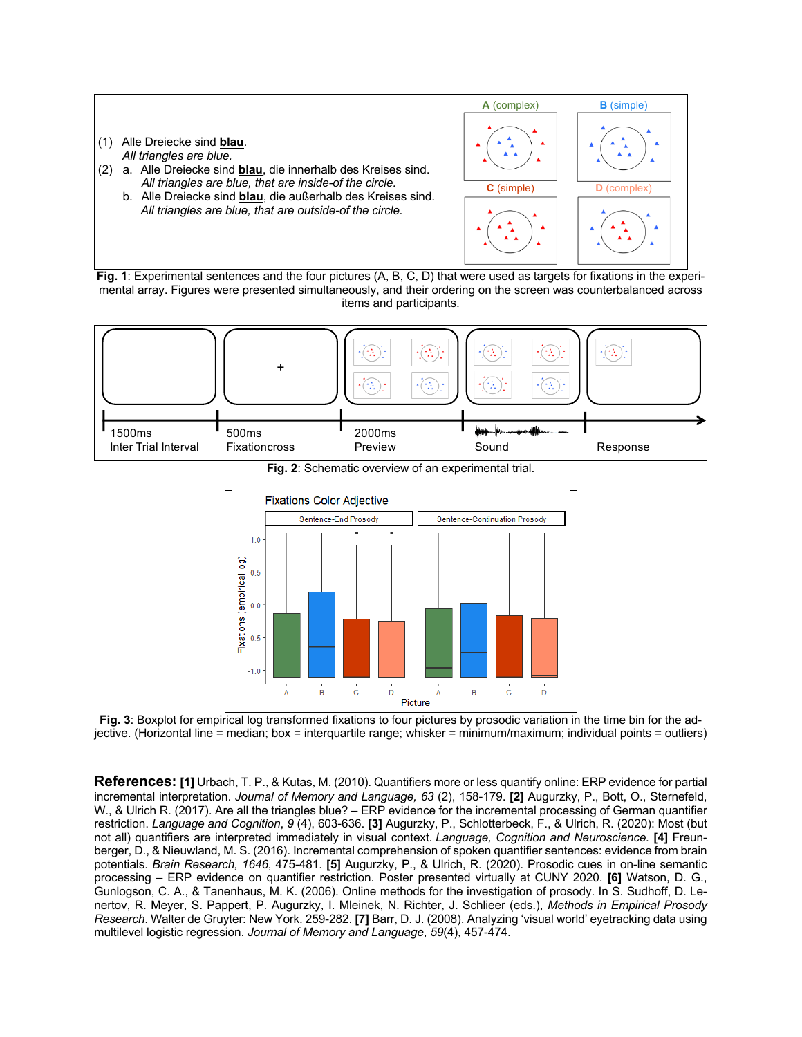(1) Alle Dreiecke sind **blau**.
*All triangles are blue.*

(2) a. Alle Dreiecke sind **blau**, die innerhalb des Kreises sind.
*All triangles are blue, that are inside-of the circle.*

b. Alle Dreiecke sind **blau**, die außerhalb des Kreises sind.
*All triangles are blue, that are outside-of the circle.*

A (complex)
B (simple)
C (simple)
D (complex)

**Fig. 1**: Experimental sentences and the four pictures (A, B, C, D) that were used as targets for fixations in the experimental array. Figures were presented simultaneously, and their ordering on the screen was counterbalanced across items and participants.

+

1500ms
Inter Trial Interval
500ms
Fixationcross
2000ms
Preview
Sound
Response

**Fig. 2**: Schematic overview of an experimental trial.

Fixations Color Adjective
Sentence-End Prosody
Sentence-Continuation Prosody
Fixations (empirical log)
1.0
0.5
0.0
-0.5
-1.0
A B C D A B C D
Picture

**Fig. 3**: Boxplot for empirical log transformed fixations to four pictures by prosodic variation in the time bin for the adjective. (Horizontal line = median; box = interquartile range; whisker = minimum/maximum; individual points = outliers)

**References:** **[1]** Urbach, T. P., & Kutas, M. (2010). Quantifiers more or less quantify online: ERP evidence for partial incremental interpretation. *Journal of Memory and Language, 63* (2), 158-179. **[2]** Augurzky, P., Bott, O., Sternefeld, W., & Ulrich R. (2017). Are all the triangles blue? – ERP evidence for the incremental processing of German quantifier restriction. *Language and Cognition*, *9* (4), 603-636. **[3]** Augurzky, P., Schlotterbeck, F., & Ulrich, R. (2020): Most (but not all) quantifiers are interpreted immediately in visual context. *Language, Cognition and Neuroscience.* **[4]** Freunberger, D., & Nieuwland, M. S. (2016). Incremental comprehension of spoken quantifier sentences: evidence from brain potentials. *Brain Research, 1646*, 475-481. **[5]** Augurzky, P., & Ulrich, R. (2020). Prosodic cues in on-line semantic processing – ERP evidence on quantifier restriction. Poster presented virtually at CUNY 2020. **[6]** Watson, D. G., Gunlogson, C. A., & Tanenhaus, M. K. (2006). Online methods for the investigation of prosody. In S. Sudhoff, D. Lenertov, R. Meyer, S. Pappert, P. Augurzky, I. Mleinek, N. Richter, J. Schlieer (eds.), *Methods in Empirical Prosody Research*. Walter de Gruyter: New York. 259-282. **[7]** Barr, D. J. (2008). Analyzing 'visual world' eyetracking data using multilevel logistic regression. *Journal of Memory and Language*, *59*(4), 457-474.